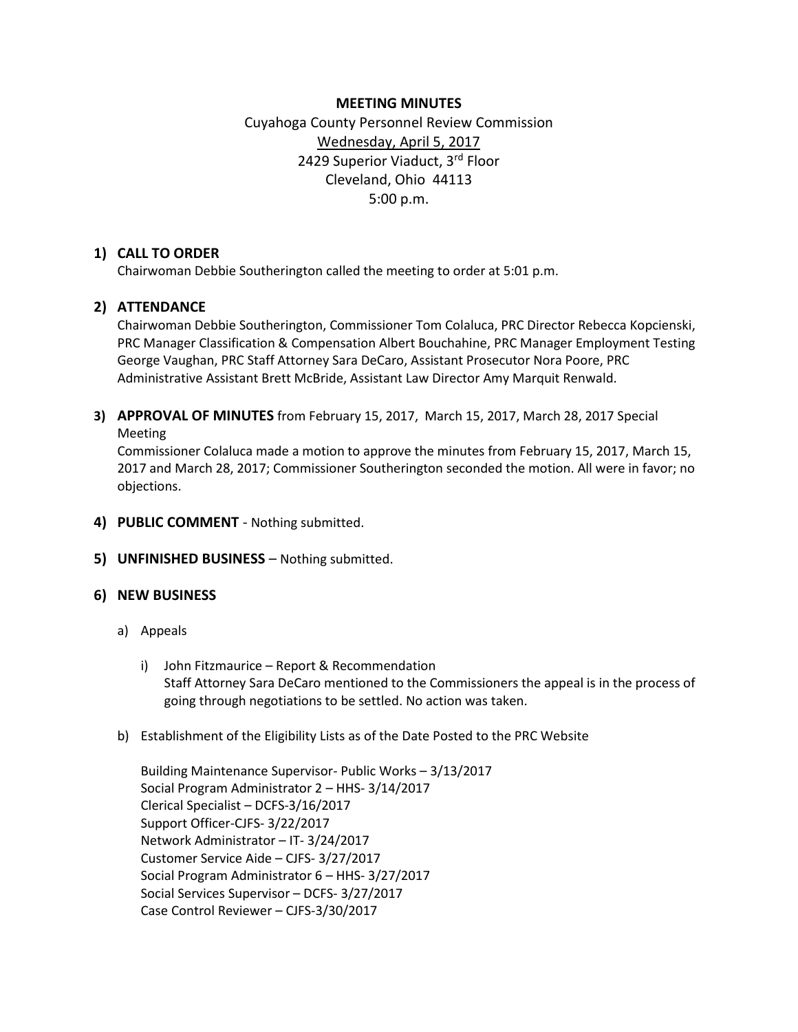**MEETING MINUTES**

Cuyahoga County Personnel Review Commission
Wednesday, April 5, 2017
2429 Superior Viaduct, 3rd Floor
Cleveland, Ohio 44113
5:00 p.m.

1) **CALL TO ORDER**
   Chairwoman Debbie Southerington called the meeting to order at 5:01 p.m.

2) **ATTENDANCE**
   Chairwoman Debbie Southerington, Commissioner Tom Colaluca, PRC Director Rebecca Kopcienski, PRC Manager Classification & Compensation Albert Bouchahine, PRC Manager Employment Testing George Vaughan, PRC Staff Attorney Sara DeCaro, Assistant Prosecutor Nora Poore, PRC Administrative Assistant Brett McBride, Assistant Law Director Amy Marquit Renwald.

3) **APPROVAL OF MINUTES** from February 15, 2017, March 15, 2017, March 28, 2017 Special Meeting
   Commissioner Colaluca made a motion to approve the minutes from February 15, 2017, March 15, 2017 and March 28, 2017; Commissioner Southerington seconded the motion. All were in favor; no objections.

4) **PUBLIC COMMENT** - Nothing submitted.

5) **UNFINISHED BUSINESS** – Nothing submitted.

6) **NEW BUSINESS**

   a) Appeals

      i) John Fitzmaurice – Report & Recommendation
         Staff Attorney Sara DeCaro mentioned to the Commissioners the appeal is in the process of going through negotiations to be settled. No action was taken.

   b) Establishment of the Eligibility Lists as of the Date Posted to the PRC Website

      Building Maintenance Supervisor- Public Works – 3/13/2017
      Social Program Administrator 2 – HHS- 3/14/2017
      Clerical Specialist – DCFS-3/16/2017
      Support Officer-CJFS- 3/22/2017
      Network Administrator – IT- 3/24/2017
      Customer Service Aide – CJFS- 3/27/2017
      Social Program Administrator 6 – HHS- 3/27/2017
      Social Services Supervisor – DCFS- 3/27/2017
      Case Control Reviewer – CJFS-3/30/2017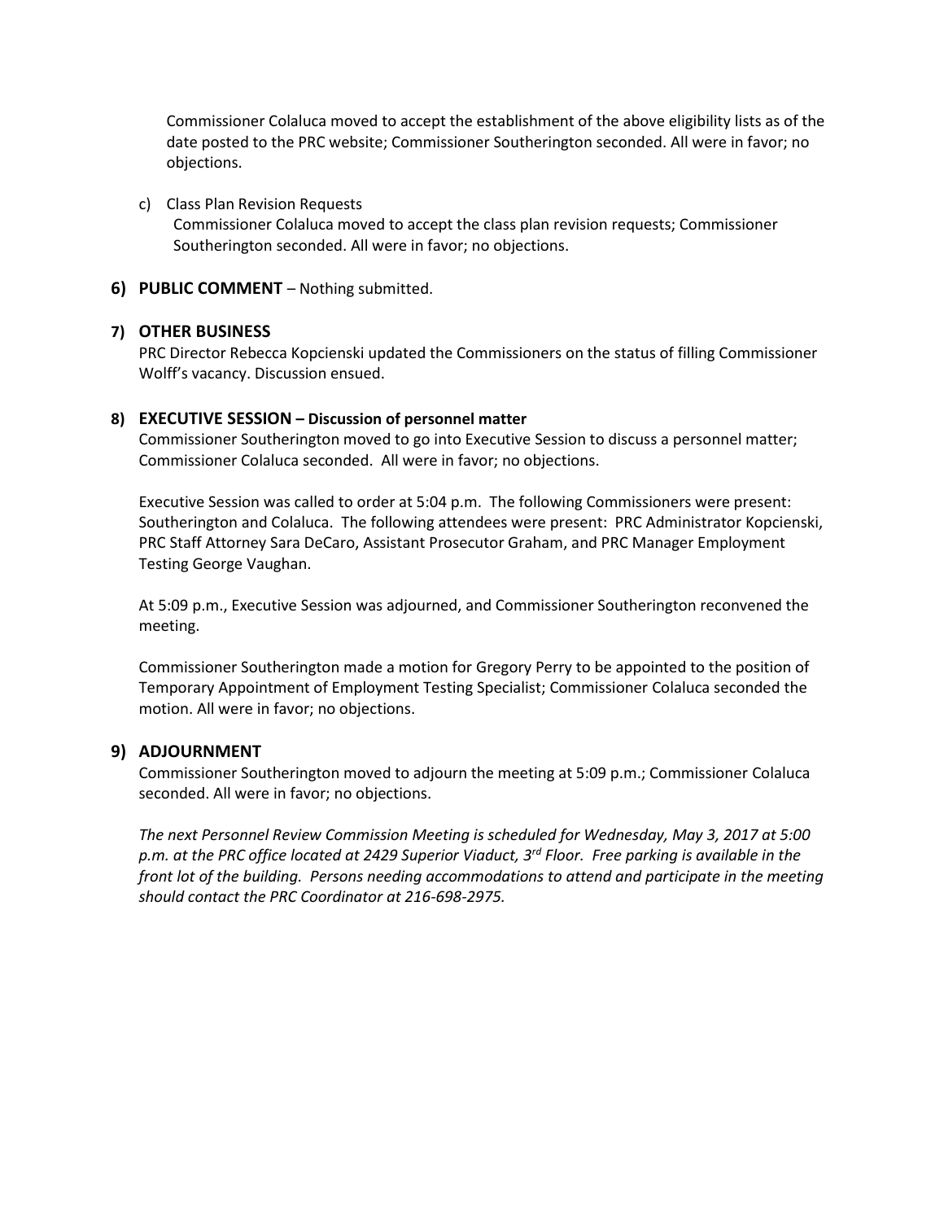Commissioner Colaluca moved to accept the establishment of the above eligibility lists as of the date posted to the PRC website; Commissioner Southerington seconded. All were in favor; no objections.

c) Class Plan Revision Requests
   Commissioner Colaluca moved to accept the class plan revision requests; Commissioner Southerington seconded. All were in favor; no objections.

**6) PUBLIC COMMENT** – Nothing submitted.

**7) OTHER BUSINESS**

PRC Director Rebecca Kopcienski updated the Commissioners on the status of filling Commissioner Wolff's vacancy. Discussion ensued.

**8) EXECUTIVE SESSION – Discussion of personnel matter**

Commissioner Southerington moved to go into Executive Session to discuss a personnel matter; Commissioner Colaluca seconded. All were in favor; no objections.

Executive Session was called to order at 5:04 p.m. The following Commissioners were present: Southerington and Colaluca. The following attendees were present: PRC Administrator Kopcienski, PRC Staff Attorney Sara DeCaro, Assistant Prosecutor Graham, and PRC Manager Employment Testing George Vaughan.

At 5:09 p.m., Executive Session was adjourned, and Commissioner Southerington reconvened the meeting.

Commissioner Southerington made a motion for Gregory Perry to be appointed to the position of Temporary Appointment of Employment Testing Specialist; Commissioner Colaluca seconded the motion. All were in favor; no objections.

**9) ADJOURNMENT**

Commissioner Southerington moved to adjourn the meeting at 5:09 p.m.; Commissioner Colaluca seconded. All were in favor; no objections.

*The next Personnel Review Commission Meeting is scheduled for Wednesday, May 3, 2017 at 5:00 p.m. at the PRC office located at 2429 Superior Viaduct, 3rd Floor. Free parking is available in the front lot of the building. Persons needing accommodations to attend and participate in the meeting should contact the PRC Coordinator at 216-698-2975.*